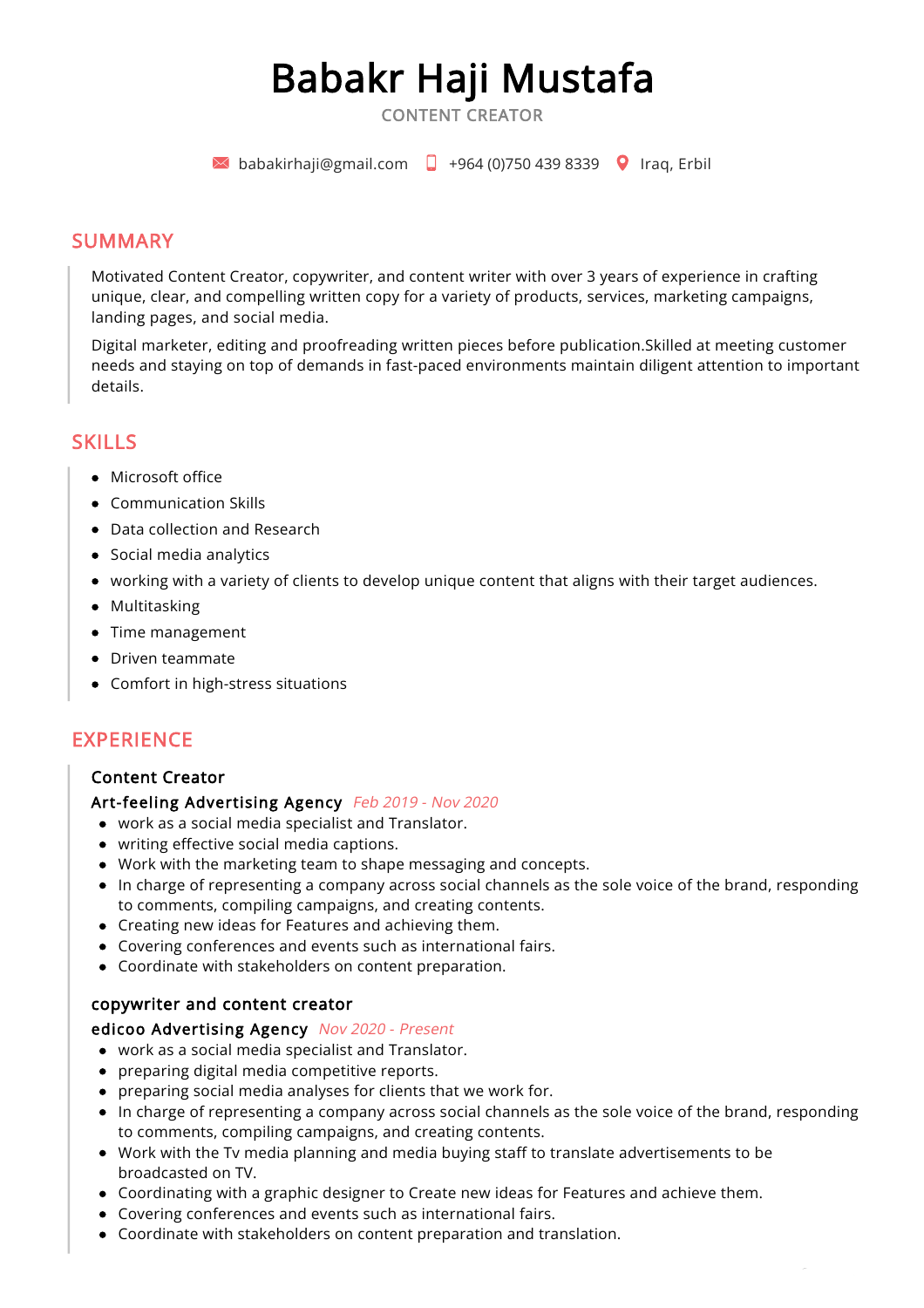# Babakr Haji Mustafa

CONTENT CREATOR

babakirhaji@gmail.com | +964 (0)750 439 8339 | Iraq, Erbil

## SUMMARY

Motivated Content Creator, copywriter, and content writer with over 3 years of experience in crafting unique, clear, and compelling written copy for a variety of products, services, marketing campaigns, landing pages, and social media.

Digital marketer, editing and proofreading written pieces before publication.Skilled at meeting customer needs and staying on top of demands in fast-paced environments maintain diligent attention to important details.

## SKILLS

- Microsoft office
- Communication Skills
- Data collection and Research
- Social media analytics
- working with a variety of clients to develop unique content that aligns with their target audiences.
- Multitasking
- Time management
- Driven teammate
- Comfort in high-stress situations

## EXPERIENCE

### Content Creator

**Art-feeling Advertising Agency** *Feb 2019 - Nov 2020*

- work as a social media specialist and Translator.
- writing effective social media captions.
- Work with the marketing team to shape messaging and concepts.
- In charge of representing a company across social channels as the sole voice of the brand, responding to comments, compiling campaigns, and creating contents.
- Creating new ideas for Features and achieving them.
- Covering conferences and events such as international fairs.
- Coordinate with stakeholders on content preparation.

### copywriter and content creator

**edicoo Advertising Agency** *Nov 2020 - Present*

- work as a social media specialist and Translator.
- preparing digital media competitive reports.
- preparing social media analyses for clients that we work for.
- In charge of representing a company across social channels as the sole voice of the brand, responding to comments, compiling campaigns, and creating contents.
- Work with the Tv media planning and media buying staff to translate advertisements to be broadcasted on TV.
- Coordinating with a graphic designer to Create new ideas for Features and achieve them.
- Covering conferences and events such as international fairs.
- Coordinate with stakeholders on content preparation and translation.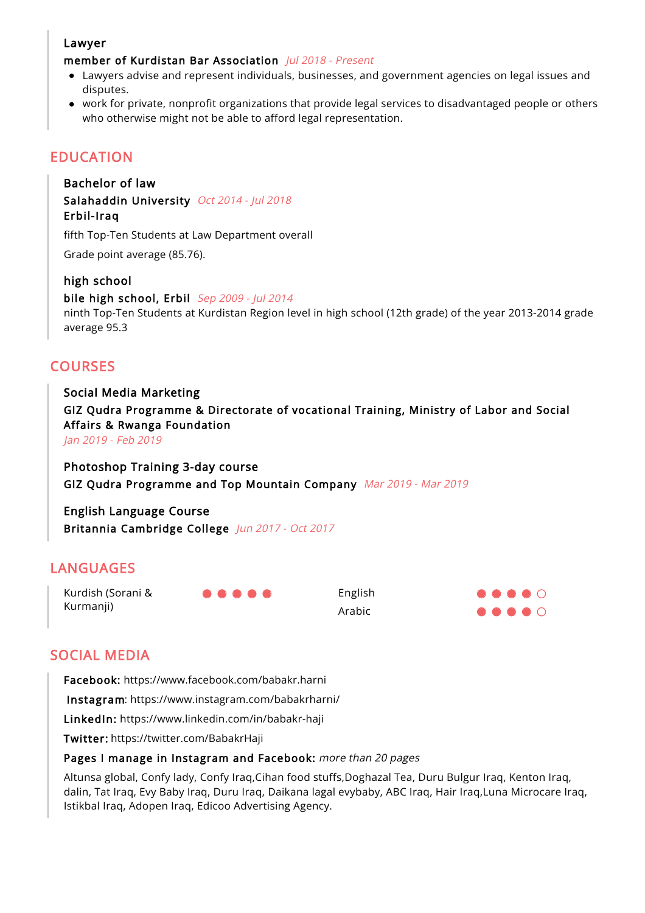### Lawyer

**member of Kurdistan Bar Association** *Jul 2018 - Present*

- Lawyers advise and represent individuals, businesses, and government agencies on legal issues and disputes.
- work for private, nonprofit organizations that provide legal services to disadvantaged people or others who otherwise might not be able to afford legal representation.

## EDUCATION

### Bachelor of law

**Salahaddin University** *Oct 2014 - Jul 2018*
**Erbil-Iraq**

fifth Top-Ten Students at Law Department overall

Grade point average (85.76).

### high school

**bile high school, Erbil** *Sep 2009 - Jul 2014*

ninth Top-Ten Students at Kurdistan Region level in high school (12th grade) of the year 2013-2014 grade average 95.3

## COURSES

### Social Media Marketing

**GIZ Qudra Programme & Directorate of vocational Training, Ministry of Labor and Social Affairs & Rwanga Foundation**
*Jan 2019 - Feb 2019*

### Photoshop Training 3-day course

**GIZ Qudra Programme and Top Mountain Company** *Mar 2019 - Mar 2019*

### English Language Course

**Britannia Cambridge College** *Jun 2017 - Oct 2017*

## LANGUAGES

Kurdish (Sorani & Kurmanji) ●●●●●

English ●●●●○

Arabic ●●●●○

## SOCIAL MEDIA

**Facebook:** https://www.facebook.com/babakr.harni

**Instagram**: https://www.instagram.com/babakrharni/

**LinkedIn:** https://www.linkedin.com/in/babakr-haji

**Twitter:** https://twitter.com/BabakrHaji

**Pages I manage in Instagram and Facebook:** *more than 20 pages*

Altunsa global, Confy lady, Confy Iraq,Cihan food stuffs,Doghazal Tea, Duru Bulgur Iraq, Kenton Iraq, dalin, Tat Iraq, Evy Baby Iraq, Duru Iraq, Daikana lagal evybaby, ABC Iraq, Hair Iraq,Luna Microcare Iraq, Istikbal Iraq, Adopen Iraq, Edicoo Advertising Agency.